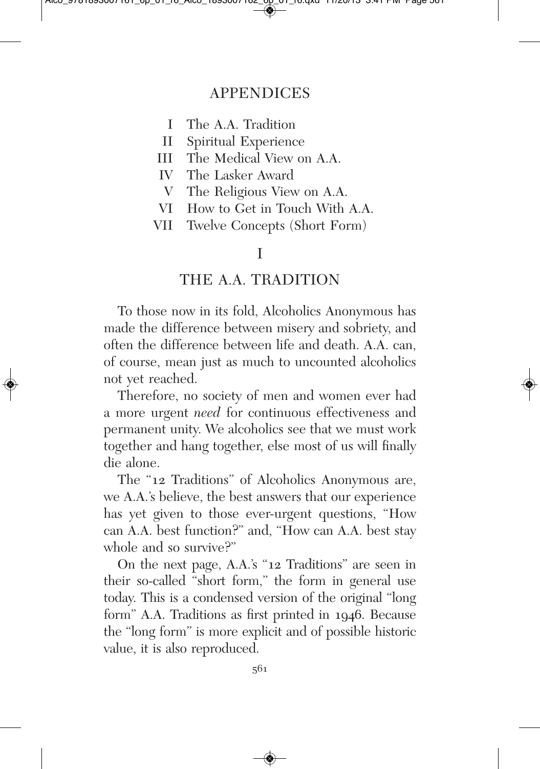# APPENDICES

- I The A.A. Tradition
- II Spiritual Experience
- III The Medical View on A.A.
- IV The Lasker Award
- V The Religious View on A.A.
- VI How to Get in Touch With A.A.
- VII Twelve Concepts (Short Form)

## I

## THE A.A. TRADITION

To those now in its fold, Alcoholics Anonymous has made the difference between misery and sobriety, and often the difference between life and death. A.A. can, of course, mean just as much to uncounted alcoholics not yet reached.

Therefore, no society of men and women ever had a more urgent *need* for continuous effectiveness and permanent unity. We alcoholics see that we must work together and hang together, else most of us will finally die alone.

The "12 Traditions" of Alcoholics Anonymous are, we A.A.'s believe, the best answers that our experience has yet given to those ever-urgent questions, "How can A.A. best function?" and, "How can A.A. best stay whole and so survive?"

On the next page, A.A.'s "12 Traditions" are seen in their so-called "short form," the form in general use today. This is a condensed version of the original "long form" A.A. Traditions as first printed in 1946. Because the "long form" is more explicit and of possible historic value, it is also reproduced.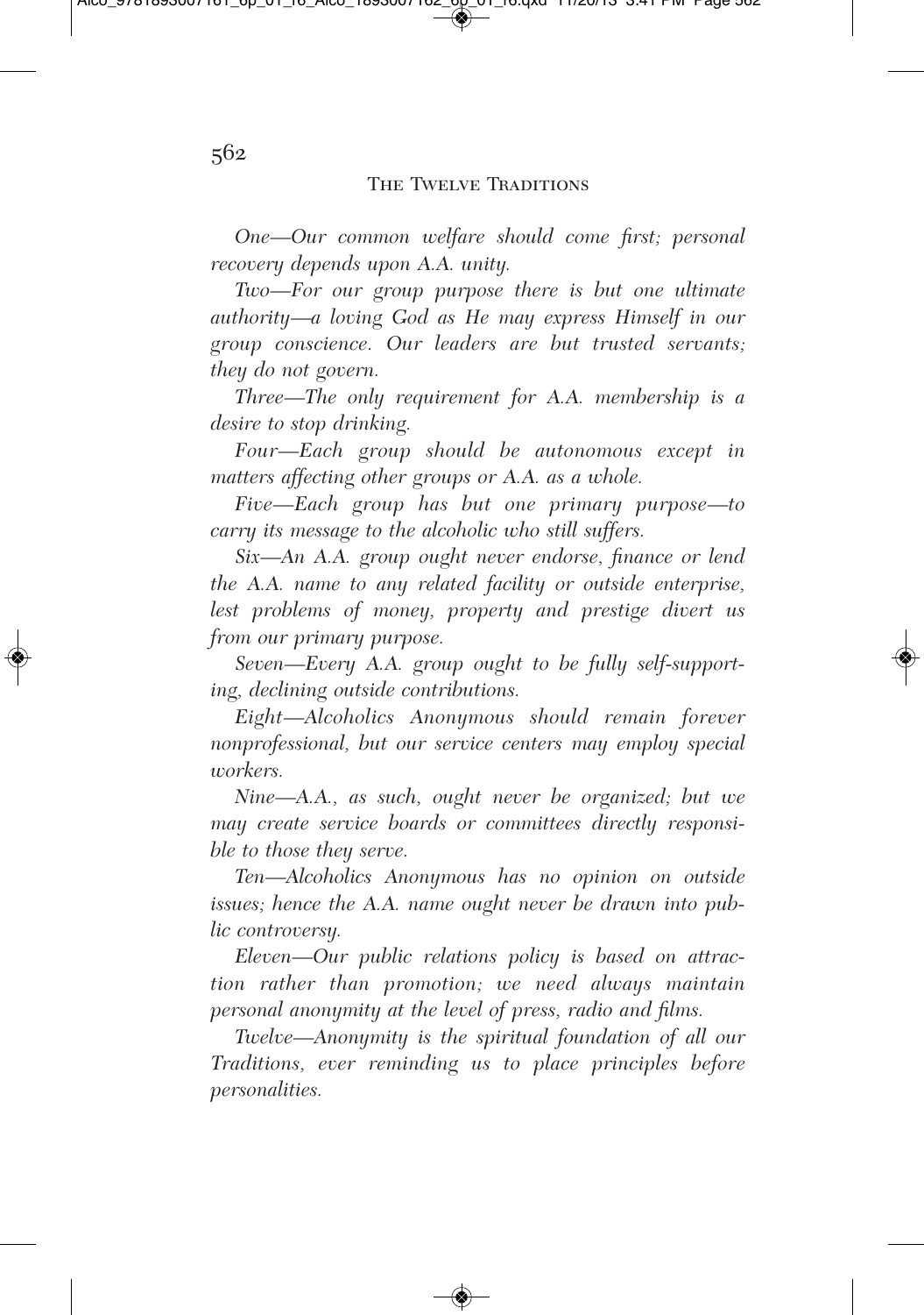## The Twelve Traditions

*One—Our common welfare should come first; personal recovery depends upon A.A. unity.*

*Two—For our group purpose there is but one ultimate authority—a loving God as He may express Himself in our group conscience. Our leaders are but trusted servants; they do not govern.*

*Three—The only requirement for A.A. membership is a desire to stop drinking.*

*Four—Each group should be autonomous except in matters affecting other groups or A.A. as a whole.*

*Five—Each group has but one primary purpose—to carry its message to the alcoholic who still suffers.*

*Six—An A.A. group ought never endorse, finance or lend the A.A. name to any related facility or outside enterprise, lest problems of money, property and prestige divert us from our primary purpose.*

*Seven—Every A.A. group ought to be fully self-supporting, declining outside contributions.*

*Eight—Alcoholics Anonymous should remain forever nonprofessional, but our service centers may employ special workers.*

*Nine—A.A., as such, ought never be organized; but we may create service boards or committees directly responsible to those they serve.*

*Ten—Alcoholics Anonymous has no opinion on outside issues; hence the A.A. name ought never be drawn into public controversy.*

*Eleven—Our public relations policy is based on attraction rather than promotion; we need always maintain personal anonymity at the level of press, radio and films.*

*Twelve—Anonymity is the spiritual foundation of all our Traditions, ever reminding us to place principles before personalities.*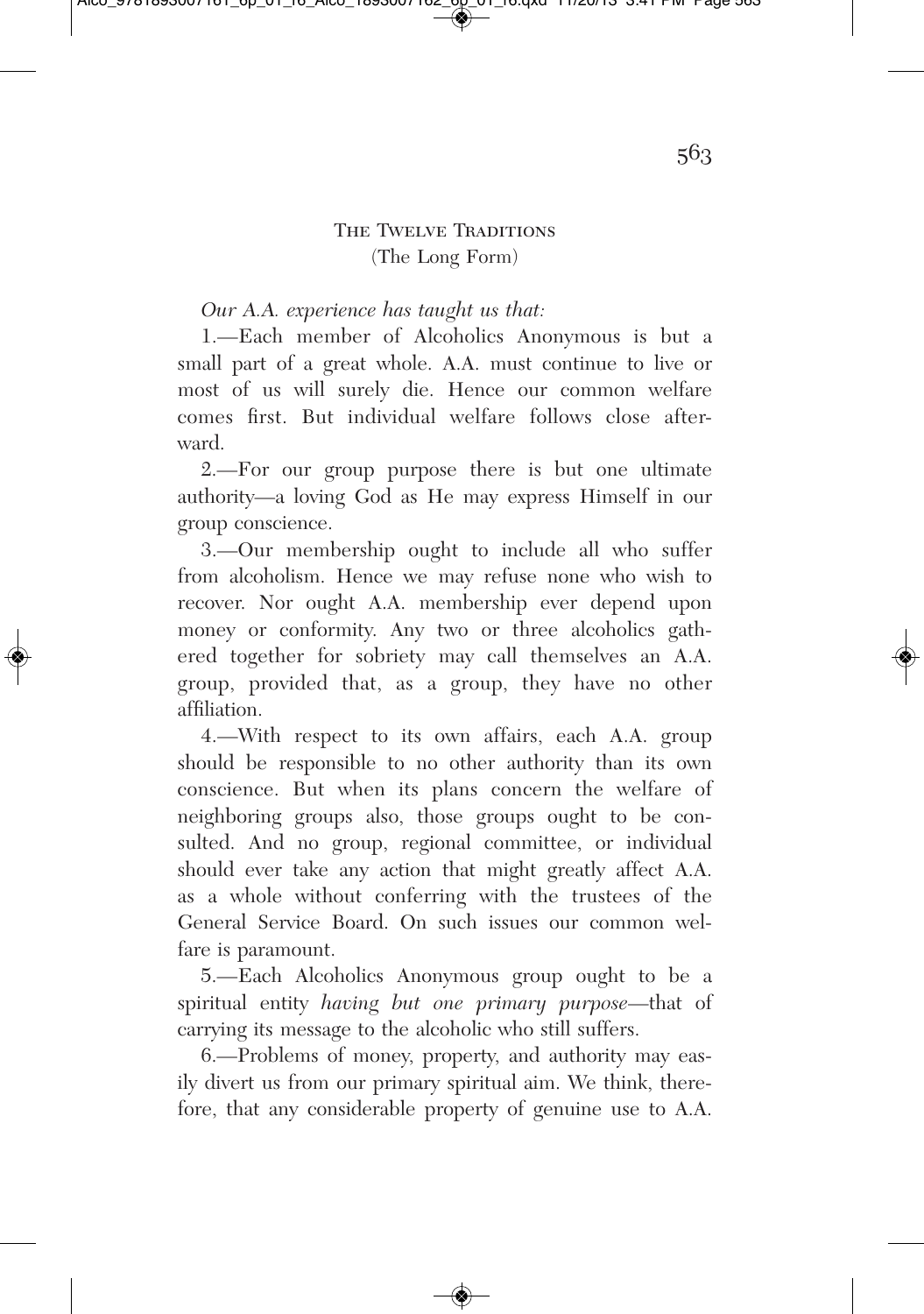## The Twelve Traditions
### (The Long Form)

*Our A.A. experience has taught us that:*

1.—Each member of Alcoholics Anonymous is but a small part of a great whole. A.A. must continue to live or most of us will surely die. Hence our common welfare comes first. But individual welfare follows close afterward.

2.—For our group purpose there is but one ultimate authority—a loving God as He may express Himself in our group conscience.

3.—Our membership ought to include all who suffer from alcoholism. Hence we may refuse none who wish to recover. Nor ought A.A. membership ever depend upon money or conformity. Any two or three alcoholics gathered together for sobriety may call themselves an A.A. group, provided that, as a group, they have no other affiliation.

4.—With respect to its own affairs, each A.A. group should be responsible to no other authority than its own conscience. But when its plans concern the welfare of neighboring groups also, those groups ought to be consulted. And no group, regional committee, or individual should ever take any action that might greatly affect A.A. as a whole without conferring with the trustees of the General Service Board. On such issues our common welfare is paramount.

5.—Each Alcoholics Anonymous group ought to be a spiritual entity *having but one primary purpose*—that of carrying its message to the alcoholic who still suffers.

6.—Problems of money, property, and authority may easily divert us from our primary spiritual aim. We think, therefore, that any considerable property of genuine use to A.A.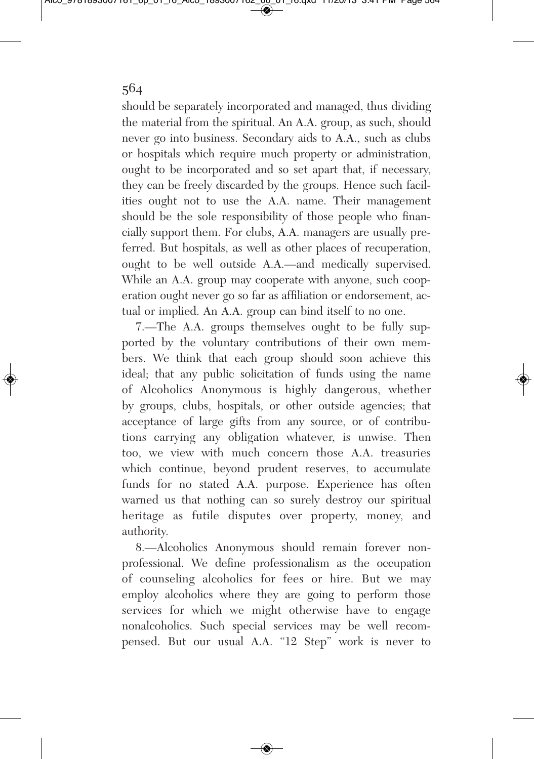should be separately incorporated and managed, thus dividing the material from the spiritual. An A.A. group, as such, should never go into business. Secondary aids to A.A., such as clubs or hospitals which require much property or administration, ought to be incorporated and so set apart that, if necessary, they can be freely discarded by the groups. Hence such facilities ought not to use the A.A. name. Their management should be the sole responsibility of those people who financially support them. For clubs, A.A. managers are usually preferred. But hospitals, as well as other places of recuperation, ought to be well outside A.A.—and medically supervised. While an A.A. group may cooperate with anyone, such cooperation ought never go so far as affiliation or endorsement, actual or implied. An A.A. group can bind itself to no one.

7.—The A.A. groups themselves ought to be fully supported by the voluntary contributions of their own members. We think that each group should soon achieve this ideal; that any public solicitation of funds using the name of Alcoholics Anonymous is highly dangerous, whether by groups, clubs, hospitals, or other outside agencies; that acceptance of large gifts from any source, or of contributions carrying any obligation whatever, is unwise. Then too, we view with much concern those A.A. treasuries which continue, beyond prudent reserves, to accumulate funds for no stated A.A. purpose. Experience has often warned us that nothing can so surely destroy our spiritual heritage as futile disputes over property, money, and authority.

8.—Alcoholics Anonymous should remain forever nonprofessional. We define professionalism as the occupation of counseling alcoholics for fees or hire. But we may employ alcoholics where they are going to perform those services for which we might otherwise have to engage nonalcoholics. Such special services may be well recompensed. But our usual A.A. "12 Step" work is never to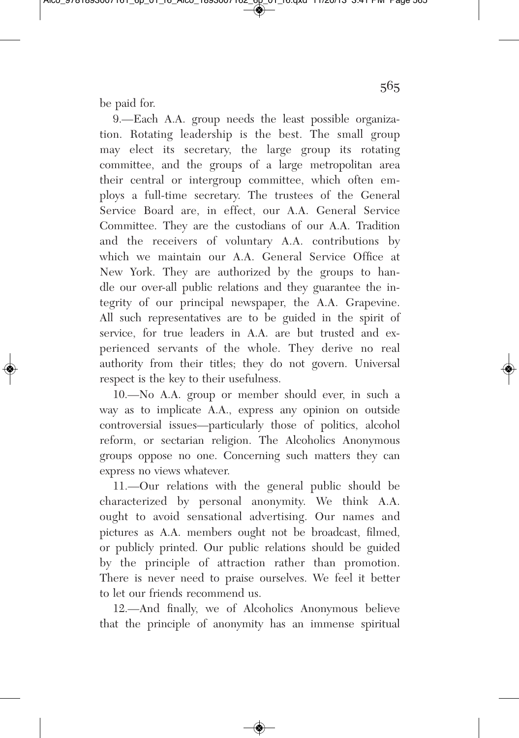be paid for.

9.—Each A.A. group needs the least possible organization. Rotating leadership is the best. The small group may elect its secretary, the large group its rotating committee, and the groups of a large metropolitan area their central or intergroup committee, which often employs a full-time secretary. The trustees of the General Service Board are, in effect, our A.A. General Service Committee. They are the custodians of our A.A. Tradition and the receivers of voluntary A.A. contributions by which we maintain our A.A. General Service Office at New York. They are authorized by the groups to handle our over-all public relations and they guarantee the integrity of our principal newspaper, the A.A. Grapevine. All such representatives are to be guided in the spirit of service, for true leaders in A.A. are but trusted and experienced servants of the whole. They derive no real authority from their titles; they do not govern. Universal respect is the key to their usefulness.

10.—No A.A. group or member should ever, in such a way as to implicate A.A., express any opinion on outside controversial issues—particularly those of politics, alcohol reform, or sectarian religion. The Alcoholics Anonymous groups oppose no one. Concerning such matters they can express no views whatever.

11.—Our relations with the general public should be characterized by personal anonymity. We think A.A. ought to avoid sensational advertising. Our names and pictures as A.A. members ought not be broadcast, filmed, or publicly printed. Our public relations should be guided by the principle of attraction rather than promotion. There is never need to praise ourselves. We feel it better to let our friends recommend us.

12.—And finally, we of Alcoholics Anonymous believe that the principle of anonymity has an immense spiritual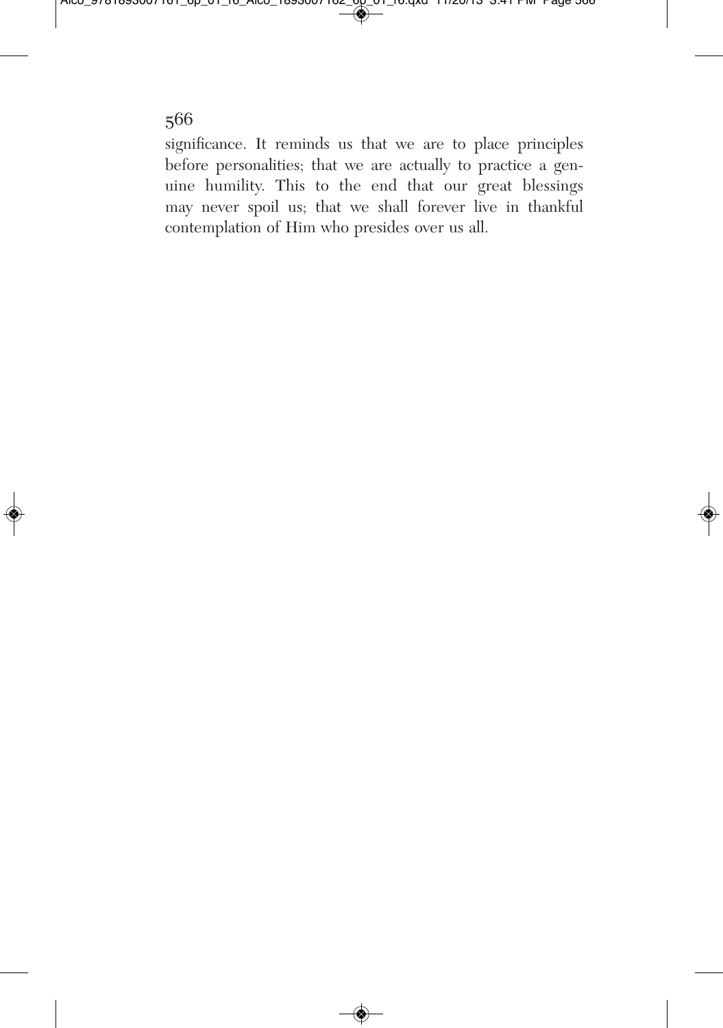significance. It reminds us that we are to place principles before personalities; that we are actually to practice a genuine humility. This to the end that our great blessings may never spoil us; that we shall forever live in thankful contemplation of Him who presides over us all.